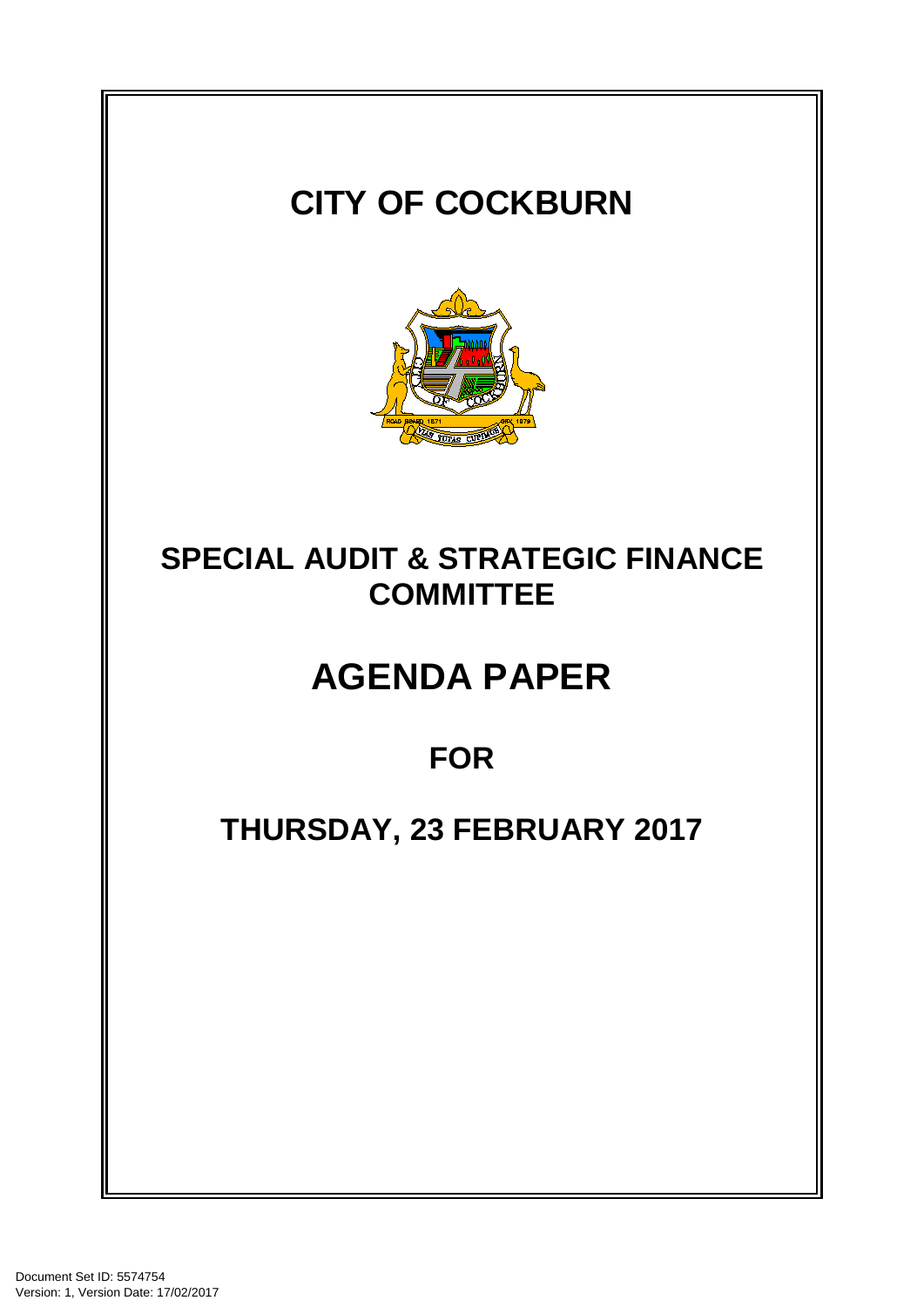# CITY OF COCKBURN

## SPECIAL AUDIT & STRATEGIC FINANCE COMMITTEE

# AGENDA PAPER

## FOR

## THURSDAY, 23 FEBRUARY 2017

Document Set ID: 5574754
Version: 1, Version Date: 17/02/2017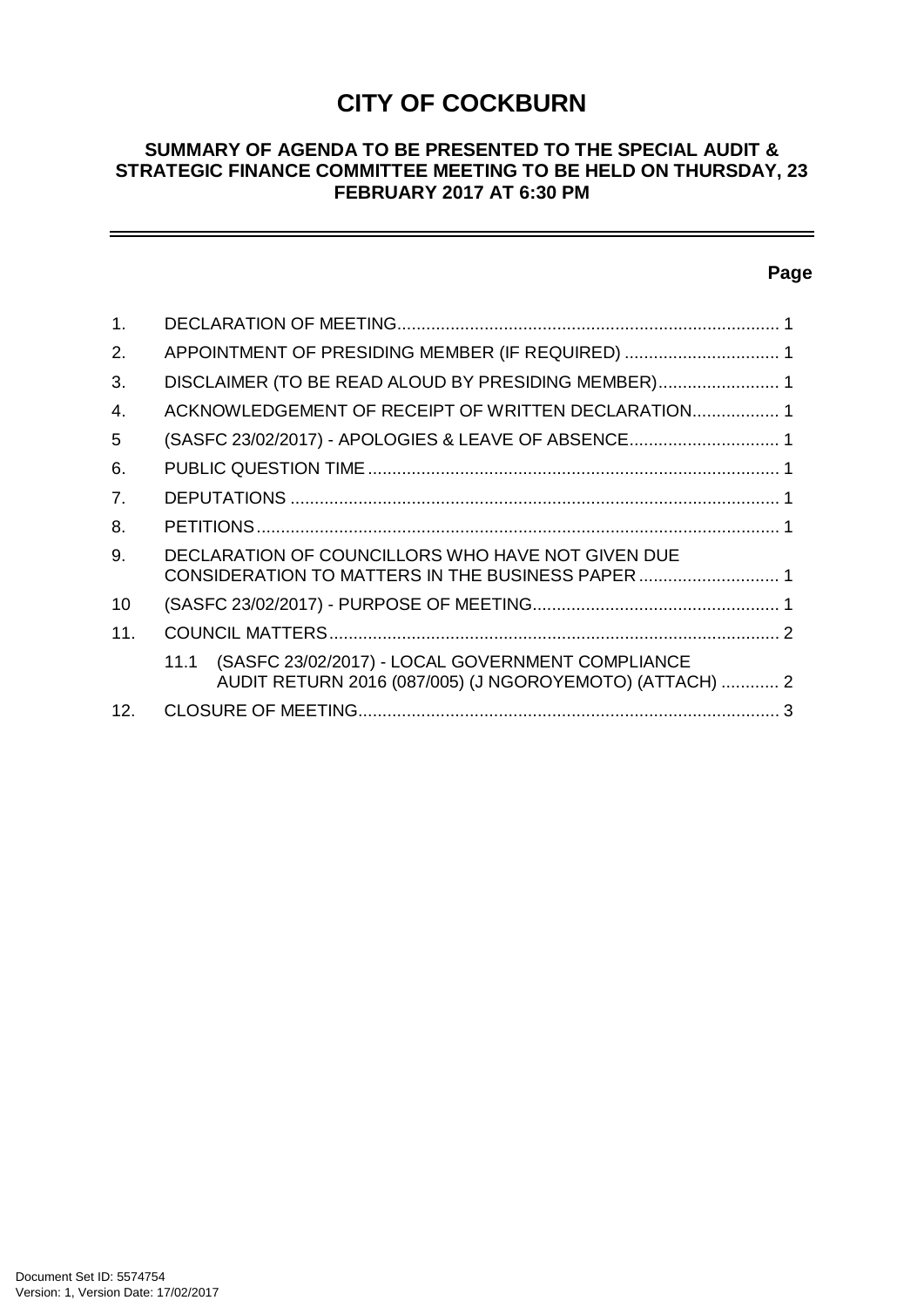# CITY OF COCKBURN

## SUMMARY OF AGENDA TO BE PRESENTED TO THE SPECIAL AUDIT & STRATEGIC FINANCE COMMITTEE MEETING TO BE HELD ON THURSDAY, 23 FEBRUARY 2017 AT 6:30 PM

---

| | | Page |
|---|---|---|
| 1. | DECLARATION OF MEETING | 1 |
| 2. | APPOINTMENT OF PRESIDING MEMBER (IF REQUIRED) | 1 |
| 3. | DISCLAIMER (TO BE READ ALOUD BY PRESIDING MEMBER) | 1 |
| 4. | ACKNOWLEDGEMENT OF RECEIPT OF WRITTEN DECLARATION | 1 |
| 5 | (SASFC 23/02/2017) - APOLOGIES & LEAVE OF ABSENCE | 1 |
| 6. | PUBLIC QUESTION TIME | 1 |
| 7. | DEPUTATIONS | 1 |
| 8. | PETITIONS | 1 |
| 9. | DECLARATION OF COUNCILLORS WHO HAVE NOT GIVEN DUE CONSIDERATION TO MATTERS IN THE BUSINESS PAPER | 1 |
| 10 | (SASFC 23/02/2017) - PURPOSE OF MEETING | 1 |
| 11. | COUNCIL MATTERS | 2 |
| | 11.1 (SASFC 23/02/2017) - LOCAL GOVERNMENT COMPLIANCE AUDIT RETURN 2016 (087/005) (J NGOROYEMOTO) (ATTACH) | 2 |
| 12. | CLOSURE OF MEETING | 3 |

Document Set ID: 5574754
Version: 1, Version Date: 17/02/2017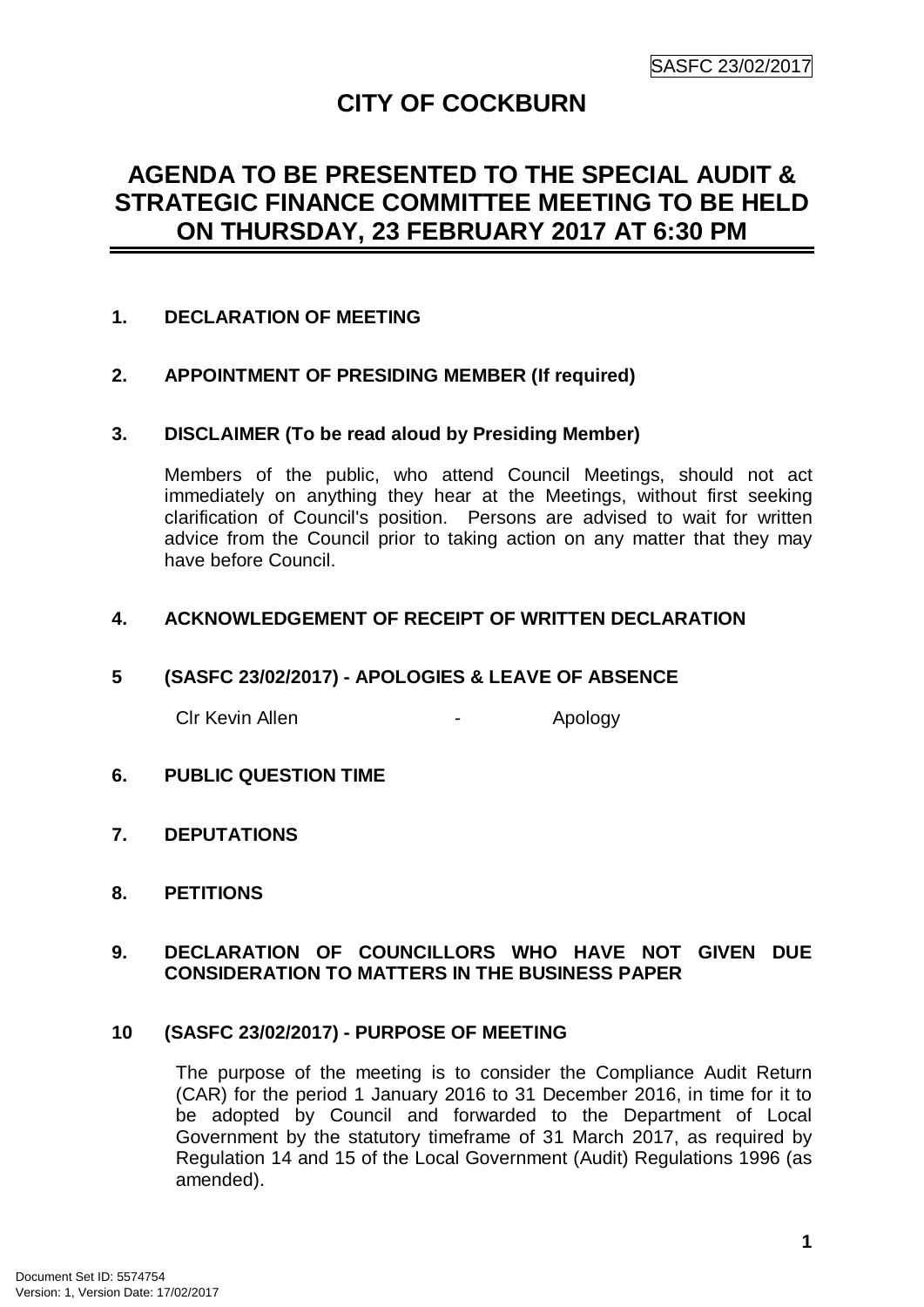# CITY OF COCKBURN

## AGENDA TO BE PRESENTED TO THE SPECIAL AUDIT & STRATEGIC FINANCE COMMITTEE MEETING TO BE HELD ON THURSDAY, 23 FEBRUARY 2017 AT 6:30 PM

### 1. DECLARATION OF MEETING

### 2. APPOINTMENT OF PRESIDING MEMBER (If required)

### 3. DISCLAIMER (To be read aloud by Presiding Member)

Members of the public, who attend Council Meetings, should not act immediately on anything they hear at the Meetings, without first seeking clarification of Council's position. Persons are advised to wait for written advice from the Council prior to taking action on any matter that they may have before Council.

### 4. ACKNOWLEDGEMENT OF RECEIPT OF WRITTEN DECLARATION

### 5 (SASFC 23/02/2017) - APOLOGIES & LEAVE OF ABSENCE

| | | |
|---|---|---|
| Clr Kevin Allen | - | Apology |

### 6. PUBLIC QUESTION TIME

### 7. DEPUTATIONS

### 8. PETITIONS

### 9. DECLARATION OF COUNCILLORS WHO HAVE NOT GIVEN DUE CONSIDERATION TO MATTERS IN THE BUSINESS PAPER

### 10 (SASFC 23/02/2017) - PURPOSE OF MEETING

The purpose of the meeting is to consider the Compliance Audit Return (CAR) for the period 1 January 2016 to 31 December 2016, in time for it to be adopted by Council and forwarded to the Department of Local Government by the statutory timeframe of 31 March 2017, as required by Regulation 14 and 15 of the Local Government (Audit) Regulations 1996 (as amended).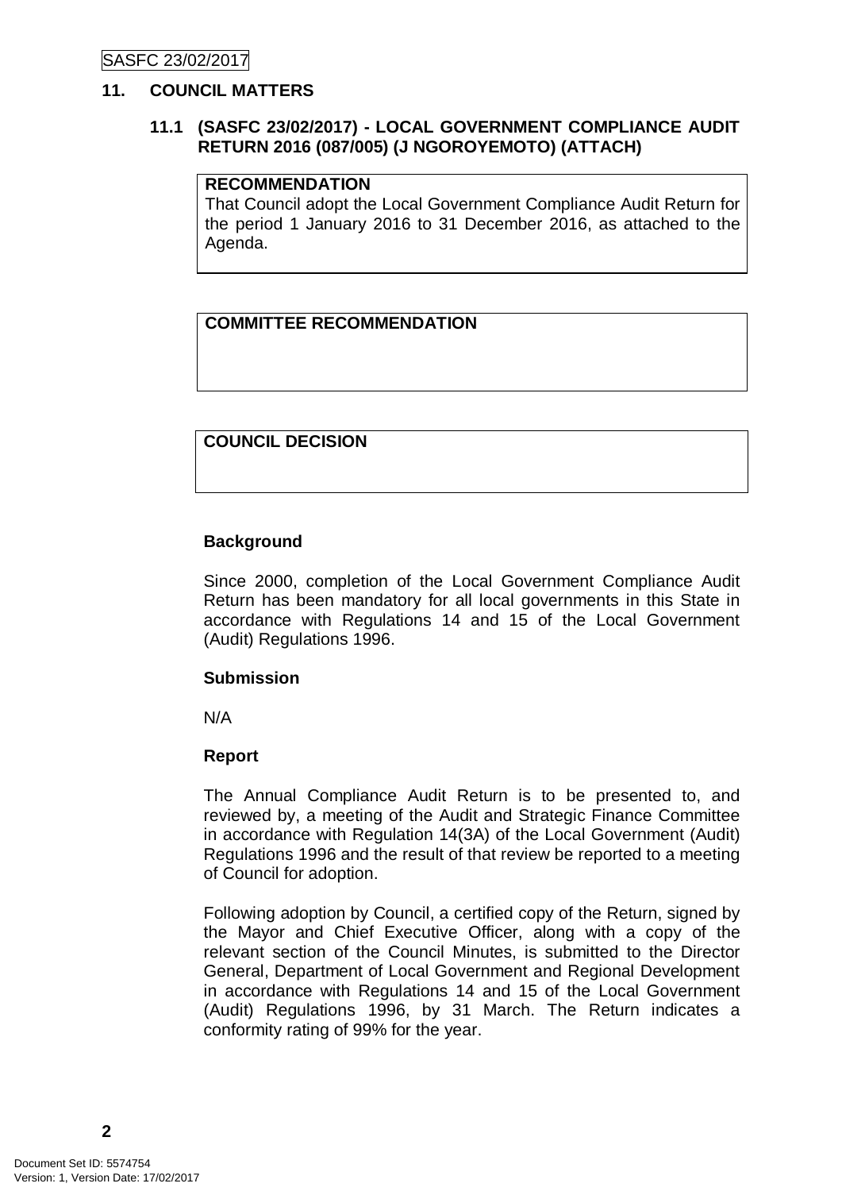## 11. COUNCIL MATTERS

### 11.1 (SASFC 23/02/2017) - LOCAL GOVERNMENT COMPLIANCE AUDIT RETURN 2016 (087/005) (J NGOROYEMOTO) (ATTACH)

**RECOMMENDATION**

That Council adopt the Local Government Compliance Audit Return for the period 1 January 2016 to 31 December 2016, as attached to the Agenda.

**COMMITTEE RECOMMENDATION**

**COUNCIL DECISION**

**Background**

Since 2000, completion of the Local Government Compliance Audit Return has been mandatory for all local governments in this State in accordance with Regulations 14 and 15 of the Local Government (Audit) Regulations 1996.

**Submission**

N/A

**Report**

The Annual Compliance Audit Return is to be presented to, and reviewed by, a meeting of the Audit and Strategic Finance Committee in accordance with Regulation 14(3A) of the Local Government (Audit) Regulations 1996 and the result of that review be reported to a meeting of Council for adoption.

Following adoption by Council, a certified copy of the Return, signed by the Mayor and Chief Executive Officer, along with a copy of the relevant section of the Council Minutes, is submitted to the Director General, Department of Local Government and Regional Development in accordance with Regulations 14 and 15 of the Local Government (Audit) Regulations 1996, by 31 March. The Return indicates a conformity rating of 99% for the year.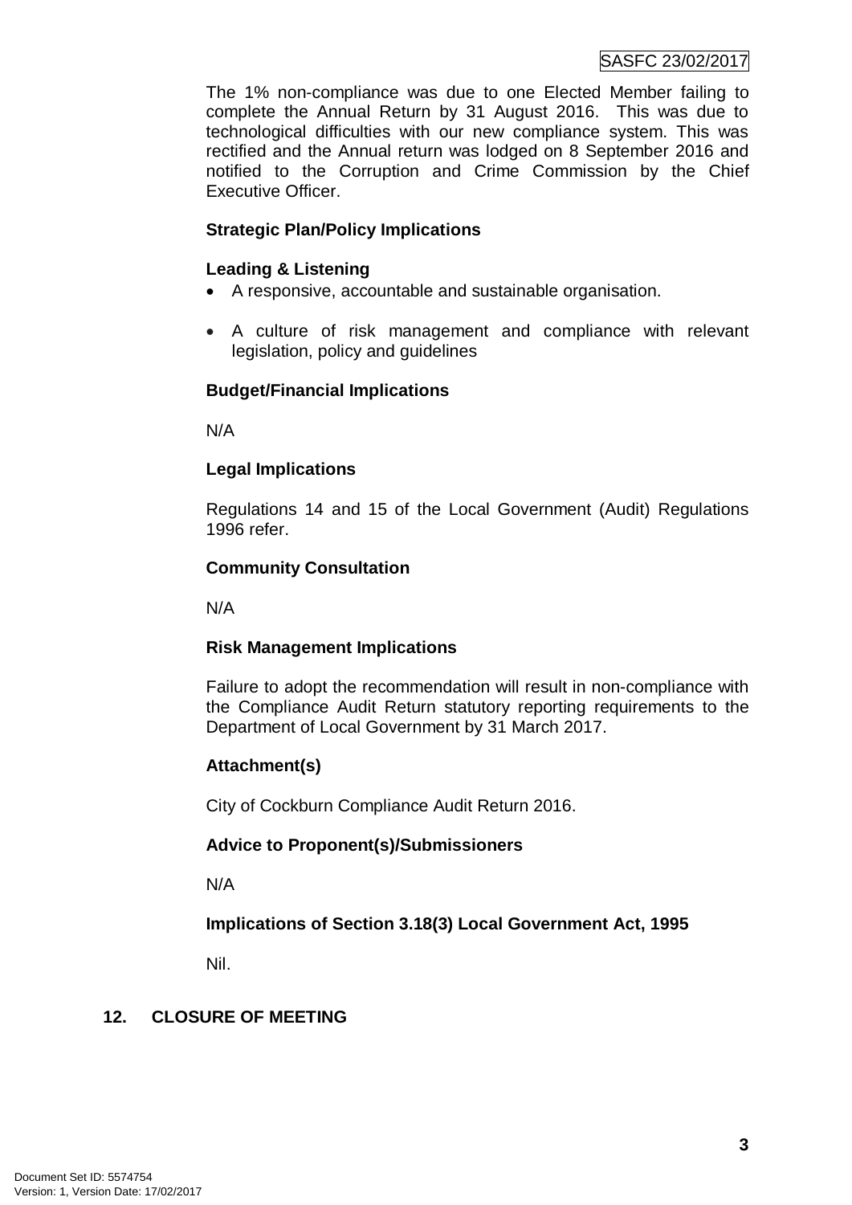The 1% non-compliance was due to one Elected Member failing to complete the Annual Return by 31 August 2016. This was due to technological difficulties with our new compliance system. This was rectified and the Annual return was lodged on 8 September 2016 and notified to the Corruption and Crime Commission by the Chief Executive Officer.

**Strategic Plan/Policy Implications**

**Leading & Listening**

- A responsive, accountable and sustainable organisation.
- A culture of risk management and compliance with relevant legislation, policy and guidelines

**Budget/Financial Implications**

N/A

**Legal Implications**

Regulations 14 and 15 of the Local Government (Audit) Regulations 1996 refer.

**Community Consultation**

N/A

**Risk Management Implications**

Failure to adopt the recommendation will result in non-compliance with the Compliance Audit Return statutory reporting requirements to the Department of Local Government by 31 March 2017.

**Attachment(s)**

City of Cockburn Compliance Audit Return 2016.

**Advice to Proponent(s)/Submissioners**

N/A

**Implications of Section 3.18(3) Local Government Act, 1995**

Nil.

## 12. CLOSURE OF MEETING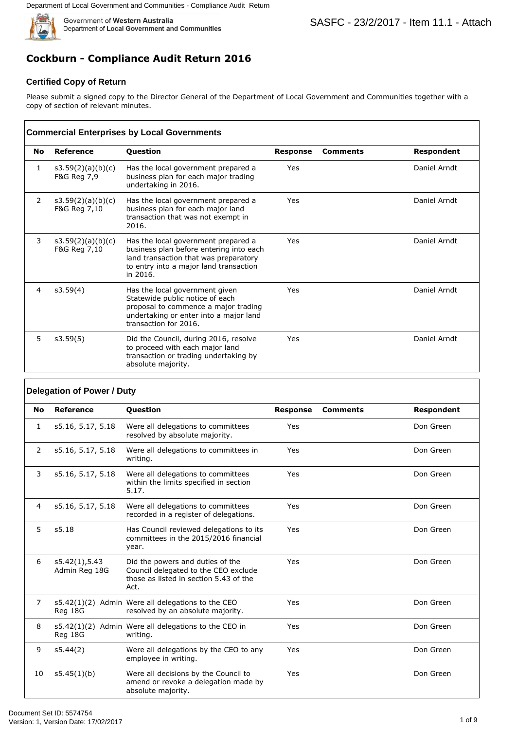# Cockburn - Compliance Audit Return 2016

## Certified Copy of Return

Please submit a signed copy to the Director General of the Department of Local Government and Communities together with a copy of section of relevant minutes.

### Commercial Enterprises by Local Governments

| No | Reference | Question | Response | Comments | Respondent |
|---|---|---|---|---|---|
| 1 | s3.59(2)(a)(b)(c) F&G Reg 7,9 | Has the local government prepared a business plan for each major trading undertaking in 2016. | Yes | | Daniel Arndt |
| 2 | s3.59(2)(a)(b)(c) F&G Reg 7,10 | Has the local government prepared a business plan for each major land transaction that was not exempt in 2016. | Yes | | Daniel Arndt |
| 3 | s3.59(2)(a)(b)(c) F&G Reg 7,10 | Has the local government prepared a business plan before entering into each land transaction that was preparatory to entry into a major land transaction in 2016. | Yes | | Daniel Arndt |
| 4 | s3.59(4) | Has the local government given Statewide public notice of each proposal to commence a major trading undertaking or enter into a major land transaction for 2016. | Yes | | Daniel Arndt |
| 5 | s3.59(5) | Did the Council, during 2016, resolve to proceed with each major land transaction or trading undertaking by absolute majority. | Yes | | Daniel Arndt |

### Delegation of Power / Duty

| No | Reference | Question | Response | Comments | Respondent |
|---|---|---|---|---|---|
| 1 | s5.16, 5.17, 5.18 | Were all delegations to committees resolved by absolute majority. | Yes | | Don Green |
| 2 | s5.16, 5.17, 5.18 | Were all delegations to committees in writing. | Yes | | Don Green |
| 3 | s5.16, 5.17, 5.18 | Were all delegations to committees within the limits specified in section 5.17. | Yes | | Don Green |
| 4 | s5.16, 5.17, 5.18 | Were all delegations to committees recorded in a register of delegations. | Yes | | Don Green |
| 5 | s5.18 | Has Council reviewed delegations to its committees in the 2015/2016 financial year. | Yes | | Don Green |
| 6 | s5.42(1),5.43 Admin Reg 18G | Did the powers and duties of the Council delegated to the CEO exclude those as listed in section 5.43 of the Act. | Yes | | Don Green |
| 7 | s5.42(1)(2) Admin Reg 18G | Were all delegations to the CEO resolved by an absolute majority. | Yes | | Don Green |
| 8 | s5.42(1)(2) Admin Reg 18G | Were all delegations to the CEO in writing. | Yes | | Don Green |
| 9 | s5.44(2) | Were all delegations by the CEO to any employee in writing. | Yes | | Don Green |
| 10 | s5.45(1)(b) | Were all decisions by the Council to amend or revoke a delegation made by absolute majority. | Yes | | Don Green |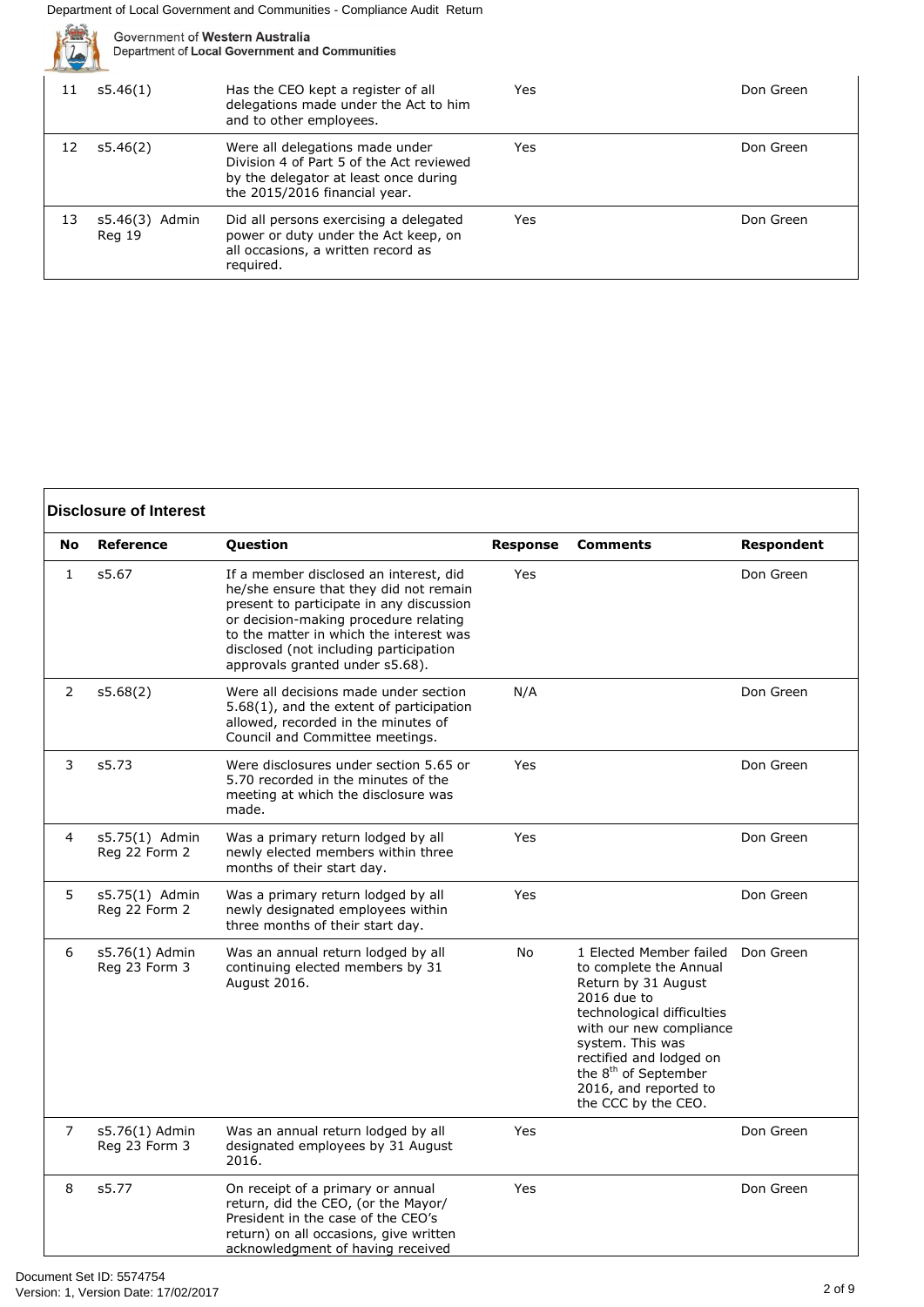| | | | | | |
|---|---|---|---|---|---|
| 11 | s5.46(1) | Has the CEO kept a register of all delegations made under the Act to him and to other employees. | Yes | | Don Green |
| 12 | s5.46(2) | Were all delegations made under Division 4 of Part 5 of the Act reviewed by the delegator at least once during the 2015/2016 financial year. | Yes | | Don Green |
| 13 | s5.46(3) Admin Reg 19 | Did all persons exercising a delegated power or duty under the Act keep, on all occasions, a written record as required. | Yes | | Don Green |

## Disclosure of Interest

| No | Reference | Question | Response | Comments | Respondent |
|---|---|---|---|---|---|
| 1 | s5.67 | If a member disclosed an interest, did he/she ensure that they did not remain present to participate in any discussion or decision-making procedure relating to the matter in which the interest was disclosed (not including participation approvals granted under s5.68). | Yes | | Don Green |
| 2 | s5.68(2) | Were all decisions made under section 5.68(1), and the extent of participation allowed, recorded in the minutes of Council and Committee meetings. | N/A | | Don Green |
| 3 | s5.73 | Were disclosures under section 5.65 or 5.70 recorded in the minutes of the meeting at which the disclosure was made. | Yes | | Don Green |
| 4 | s5.75(1) Admin Reg 22 Form 2 | Was a primary return lodged by all newly elected members within three months of their start day. | Yes | | Don Green |
| 5 | s5.75(1) Admin Reg 22 Form 2 | Was a primary return lodged by all newly designated employees within three months of their start day. | Yes | | Don Green |
| 6 | s5.76(1) Admin Reg 23 Form 3 | Was an annual return lodged by all continuing elected members by 31 August 2016. | No | 1 Elected Member failed to complete the Annual Return by 31 August 2016 due to technological difficulties with our new compliance system. This was rectified and lodged on the 8th of September 2016, and reported to the CCC by the CEO. | Don Green |
| 7 | s5.76(1) Admin Reg 23 Form 3 | Was an annual return lodged by all designated employees by 31 August 2016. | Yes | | Don Green |
| 8 | s5.77 | On receipt of a primary or annual return, did the CEO, (or the Mayor/ President in the case of the CEO's return) on all occasions, give written acknowledgment of having received | Yes | | Don Green |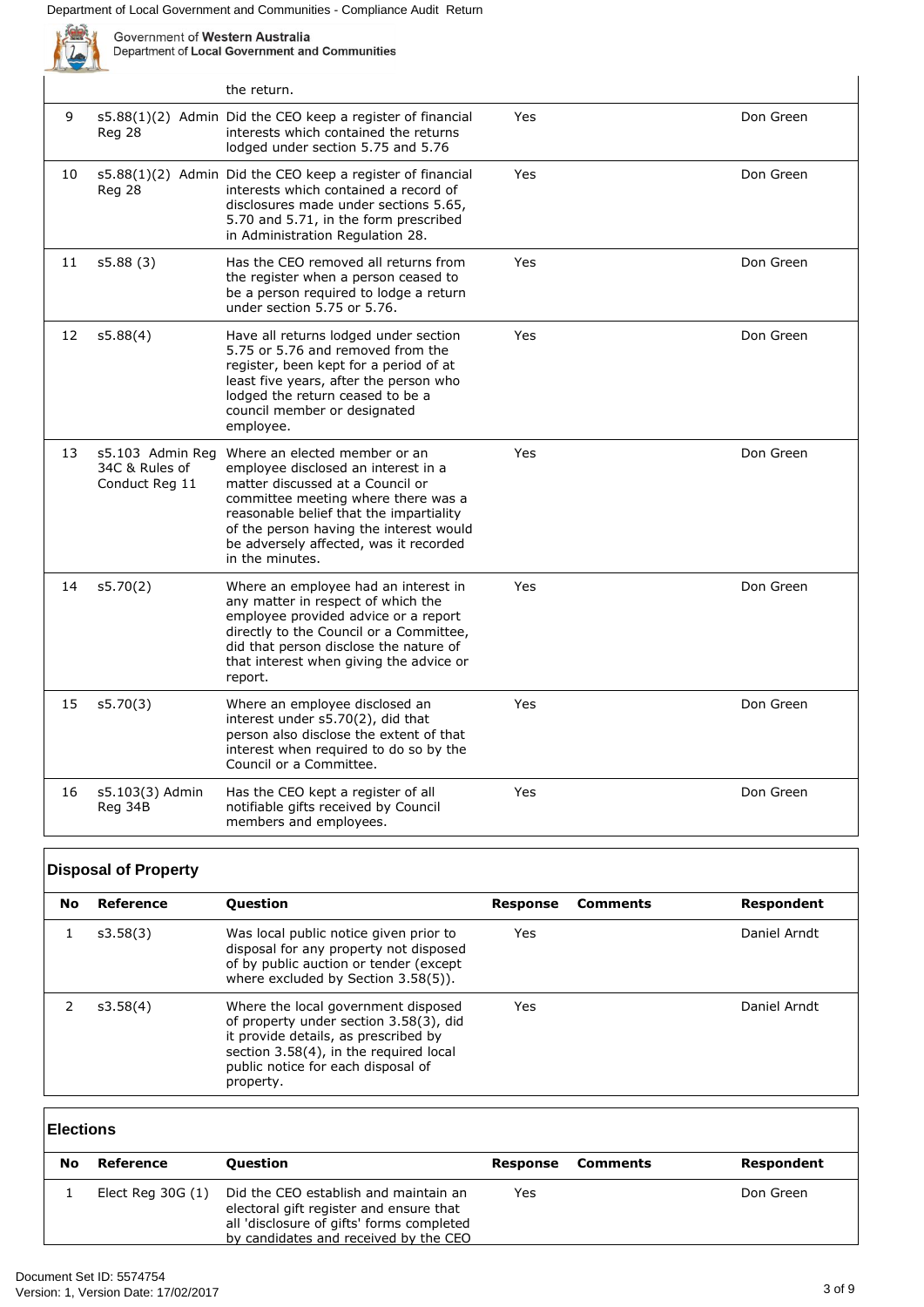| No | Reference | Question | Response | Comments | Respondent |
|---|---|---|---|---|---|
| | | the return. | | | |
| 9 | s5.88(1)(2) Admin Reg 28 | Did the CEO keep a register of financial interests which contained the returns lodged under section 5.75 and 5.76 | Yes | | Don Green |
| 10 | s5.88(1)(2) Admin Reg 28 | Did the CEO keep a register of financial interests which contained a record of disclosures made under sections 5.65, 5.70 and 5.71, in the form prescribed in Administration Regulation 28. | Yes | | Don Green |
| 11 | s5.88 (3) | Has the CEO removed all returns from the register when a person ceased to be a person required to lodge a return under section 5.75 or 5.76. | Yes | | Don Green |
| 12 | s5.88(4) | Have all returns lodged under section 5.75 or 5.76 and removed from the register, been kept for a period of at least five years, after the person who lodged the return ceased to be a council member or designated employee. | Yes | | Don Green |
| 13 | s5.103 Admin Reg 34C & Rules of Conduct Reg 11 | Where an elected member or an employee disclosed an interest in a matter discussed at a Council or committee meeting where there was a reasonable belief that the impartiality of the person having the interest would be adversely affected, was it recorded in the minutes. | Yes | | Don Green |
| 14 | s5.70(2) | Where an employee had an interest in any matter in respect of which the employee provided advice or a report directly to the Council or a Committee, did that person disclose the nature of that interest when giving the advice or report. | Yes | | Don Green |
| 15 | s5.70(3) | Where an employee disclosed an interest under s5.70(2), did that person also disclose the extent of that interest when required to do so by the Council or a Committee. | Yes | | Don Green |
| 16 | s5.103(3) Admin Reg 34B | Has the CEO kept a register of all notifiable gifts received by Council members and employees. | Yes | | Don Green |

## Disposal of Property

| No | Reference | Question | Response | Comments | Respondent |
|---|---|---|---|---|---|
| 1 | s3.58(3) | Was local public notice given prior to disposal for any property not disposed of by public auction or tender (except where excluded by Section 3.58(5)). | Yes | | Daniel Arndt |
| 2 | s3.58(4) | Where the local government disposed of property under section 3.58(3), did it provide details, as prescribed by section 3.58(4), in the required local public notice for each disposal of property. | Yes | | Daniel Arndt |

## Elections

| No | Reference | Question | Response | Comments | Respondent |
|---|---|---|---|---|---|
| 1 | Elect Reg 30G (1) | Did the CEO establish and maintain an electoral gift register and ensure that all 'disclosure of gifts' forms completed by candidates and received by the CEO | Yes | | Don Green |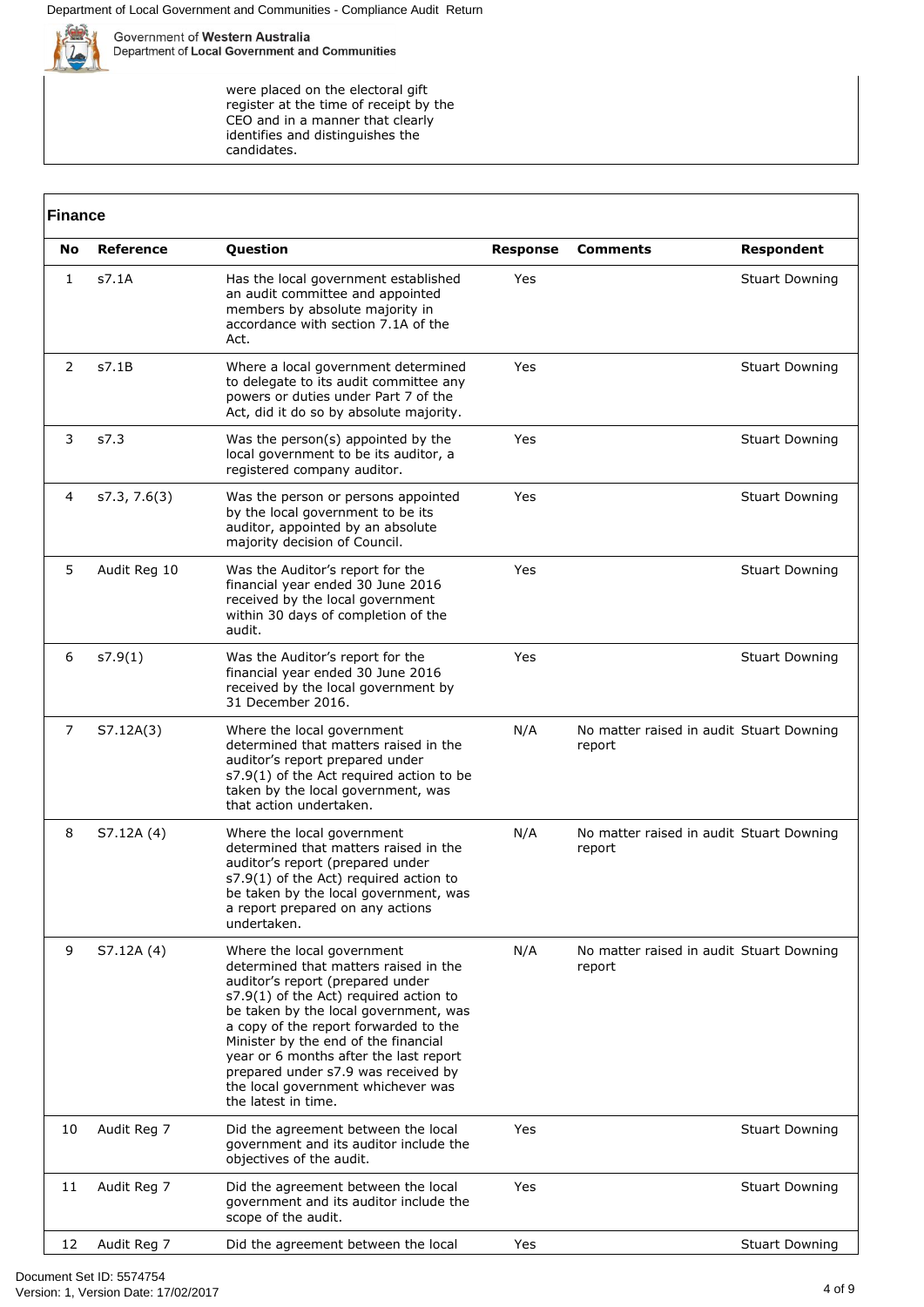were placed on the electoral gift register at the time of receipt by the CEO and in a manner that clearly identifies and distinguishes the candidates.

## Finance

| No | Reference | Question | Response | Comments | Respondent |
|---|---|---|---|---|---|
| 1 | s7.1A | Has the local government established an audit committee and appointed members by absolute majority in accordance with section 7.1A of the Act. | Yes | | Stuart Downing |
| 2 | s7.1B | Where a local government determined to delegate to its audit committee any powers or duties under Part 7 of the Act, did it do so by absolute majority. | Yes | | Stuart Downing |
| 3 | s7.3 | Was the person(s) appointed by the local government to be its auditor, a registered company auditor. | Yes | | Stuart Downing |
| 4 | s7.3, 7.6(3) | Was the person or persons appointed by the local government to be its auditor, appointed by an absolute majority decision of Council. | Yes | | Stuart Downing |
| 5 | Audit Reg 10 | Was the Auditor's report for the financial year ended 30 June 2016 received by the local government within 30 days of completion of the audit. | Yes | | Stuart Downing |
| 6 | s7.9(1) | Was the Auditor's report for the financial year ended 30 June 2016 received by the local government by 31 December 2016. | Yes | | Stuart Downing |
| 7 | S7.12A(3) | Where the local government determined that matters raised in the auditor's report prepared under s7.9(1) of the Act required action to be taken by the local government, was that action undertaken. | N/A | No matter raised in audit report | Stuart Downing |
| 8 | S7.12A (4) | Where the local government determined that matters raised in the auditor's report (prepared under s7.9(1) of the Act) required action to be taken by the local government, was a report prepared on any actions undertaken. | N/A | No matter raised in audit report | Stuart Downing |
| 9 | S7.12A (4) | Where the local government determined that matters raised in the auditor's report (prepared under s7.9(1) of the Act) required action to be taken by the local government, was a copy of the report forwarded to the Minister by the end of the financial year or 6 months after the last report prepared under s7.9 was received by the local government whichever was the latest in time. | N/A | No matter raised in audit report | Stuart Downing |
| 10 | Audit Reg 7 | Did the agreement between the local government and its auditor include the objectives of the audit. | Yes | | Stuart Downing |
| 11 | Audit Reg 7 | Did the agreement between the local government and its auditor include the scope of the audit. | Yes | | Stuart Downing |
| 12 | Audit Reg 7 | Did the agreement between the local | Yes | | Stuart Downing |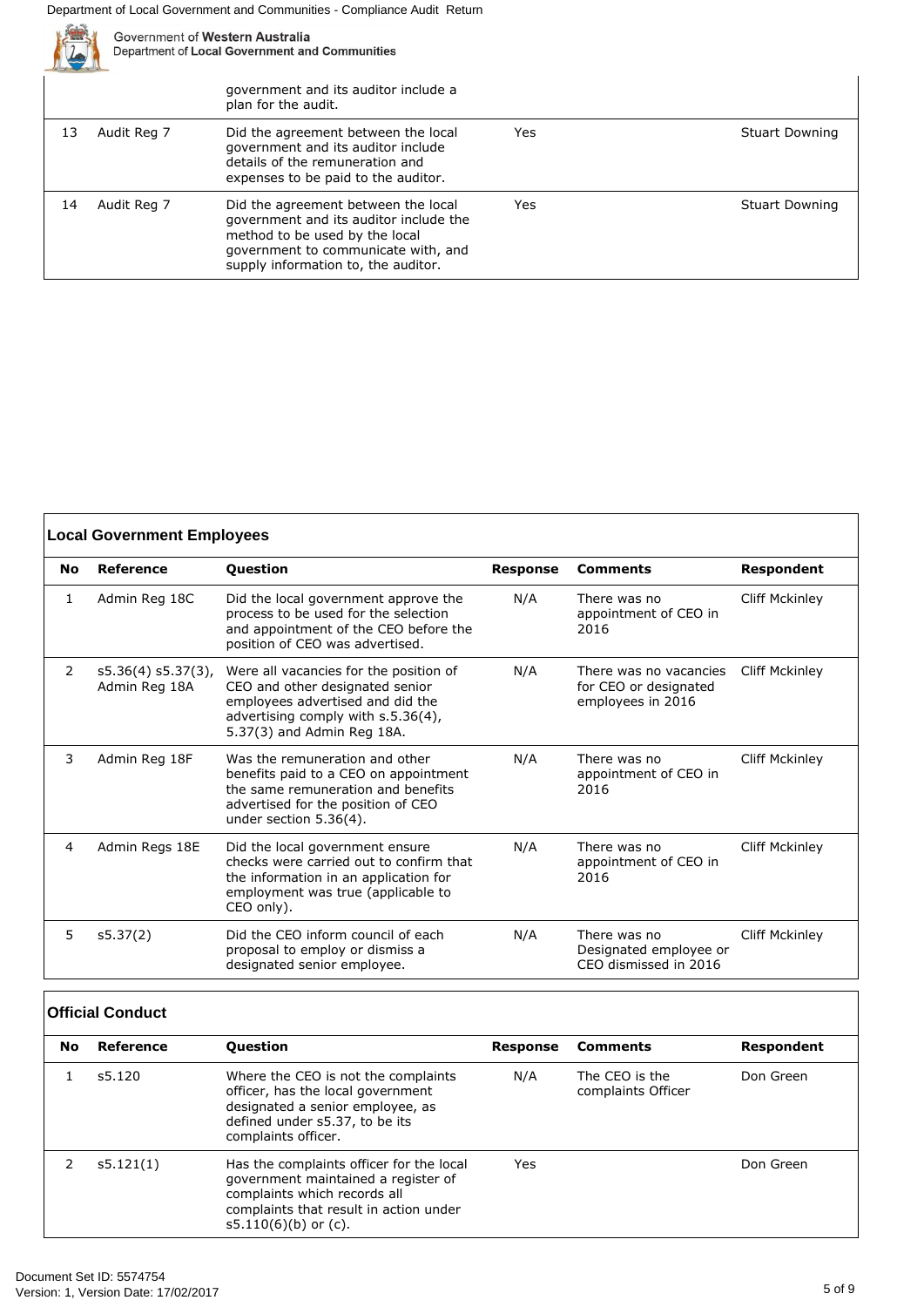| No | Reference | Question | Response | Comments | Respondent |
|---|---|---|---|---|---|
| | | government and its auditor include a plan for the audit. | | | |
| 13 | Audit Reg 7 | Did the agreement between the local government and its auditor include details of the remuneration and expenses to be paid to the auditor. | Yes | | Stuart Downing |
| 14 | Audit Reg 7 | Did the agreement between the local government and its auditor include the method to be used by the local government to communicate with, and supply information to, the auditor. | Yes | | Stuart Downing |

## Local Government Employees

| No | Reference | Question | Response | Comments | Respondent |
|---|---|---|---|---|---|
| 1 | Admin Reg 18C | Did the local government approve the process to be used for the selection and appointment of the CEO before the position of CEO was advertised. | N/A | There was no appointment of CEO in 2016 | Cliff Mckinley |
| 2 | s5.36(4) s5.37(3), Admin Reg 18A | Were all vacancies for the position of CEO and other designated senior employees advertised and did the advertising comply with s.5.36(4), 5.37(3) and Admin Reg 18A. | N/A | There was no vacancies for CEO or designated employees in 2016 | Cliff Mckinley |
| 3 | Admin Reg 18F | Was the remuneration and other benefits paid to a CEO on appointment the same remuneration and benefits advertised for the position of CEO under section 5.36(4). | N/A | There was no appointment of CEO in 2016 | Cliff Mckinley |
| 4 | Admin Regs 18E | Did the local government ensure checks were carried out to confirm that the information in an application for employment was true (applicable to CEO only). | N/A | There was no appointment of CEO in 2016 | Cliff Mckinley |
| 5 | s5.37(2) | Did the CEO inform council of each proposal to employ or dismiss a designated senior employee. | N/A | There was no Designated employee or CEO dismissed in 2016 | Cliff Mckinley |

## Official Conduct

| No | Reference | Question | Response | Comments | Respondent |
|---|---|---|---|---|---|
| 1 | s5.120 | Where the CEO is not the complaints officer, has the local government designated a senior employee, as defined under s5.37, to be its complaints officer. | N/A | The CEO is the complaints Officer | Don Green |
| 2 | s5.121(1) | Has the complaints officer for the local government maintained a register of complaints which records all complaints that result in action under s5.110(6)(b) or (c). | Yes | | Don Green |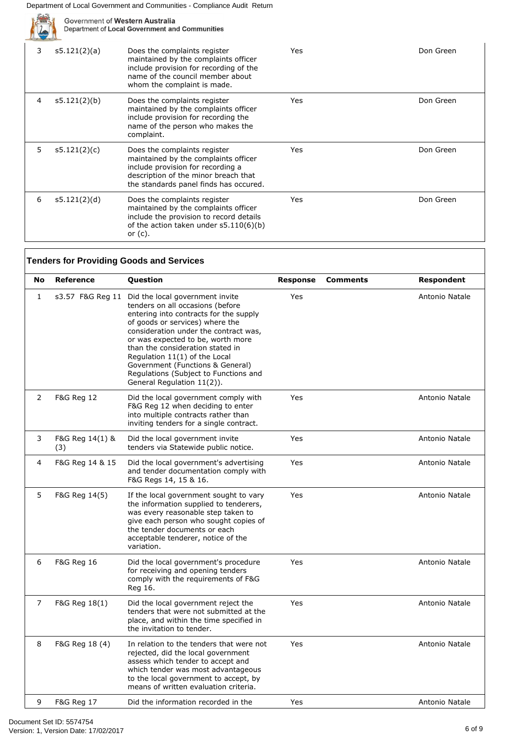| No | Reference | Question | Response | Comments | Respondent |
|---|---|---|---|---|---|
| 3 | s5.121(2)(a) | Does the complaints register maintained by the complaints officer include provision for recording of the name of the council member about whom the complaint is made. | Yes | | Don Green |
| 4 | s5.121(2)(b) | Does the complaints register maintained by the complaints officer include provision for recording the name of the person who makes the complaint. | Yes | | Don Green |
| 5 | s5.121(2)(c) | Does the complaints register maintained by the complaints officer include provision for recording a description of the minor breach that the standards panel finds has occured. | Yes | | Don Green |
| 6 | s5.121(2)(d) | Does the complaints register maintained by the complaints officer include the provision to record details of the action taken under s5.110(6)(b) or (c). | Yes | | Don Green |

## Tenders for Providing Goods and Services

| No | Reference | Question | Response | Comments | Respondent |
|---|---|---|---|---|---|
| 1 | s3.57 F&G Reg 11 | Did the local government invite tenders on all occasions (before entering into contracts for the supply of goods or services) where the consideration under the contract was, or was expected to be, worth more than the consideration stated in Regulation 11(1) of the Local Government (Functions & General) Regulations (Subject to Functions and General Regulation 11(2)). | Yes | | Antonio Natale |
| 2 | F&G Reg 12 | Did the local government comply with F&G Reg 12 when deciding to enter into multiple contracts rather than inviting tenders for a single contract. | Yes | | Antonio Natale |
| 3 | F&G Reg 14(1) & (3) | Did the local government invite tenders via Statewide public notice. | Yes | | Antonio Natale |
| 4 | F&G Reg 14 & 15 | Did the local government's advertising and tender documentation comply with F&G Regs 14, 15 & 16. | Yes | | Antonio Natale |
| 5 | F&G Reg 14(5) | If the local government sought to vary the information supplied to tenderers, was every reasonable step taken to give each person who sought copies of the tender documents or each acceptable tenderer, notice of the variation. | Yes | | Antonio Natale |
| 6 | F&G Reg 16 | Did the local government's procedure for receiving and opening tenders comply with the requirements of F&G Reg 16. | Yes | | Antonio Natale |
| 7 | F&G Reg 18(1) | Did the local government reject the tenders that were not submitted at the place, and within the time specified in the invitation to tender. | Yes | | Antonio Natale |
| 8 | F&G Reg 18 (4) | In relation to the tenders that were not rejected, did the local government assess which tender to accept and which tender was most advantageous to the local government to accept, by means of written evaluation criteria. | Yes | | Antonio Natale |
| 9 | F&G Reg 17 | Did the information recorded in the | Yes | | Antonio Natale |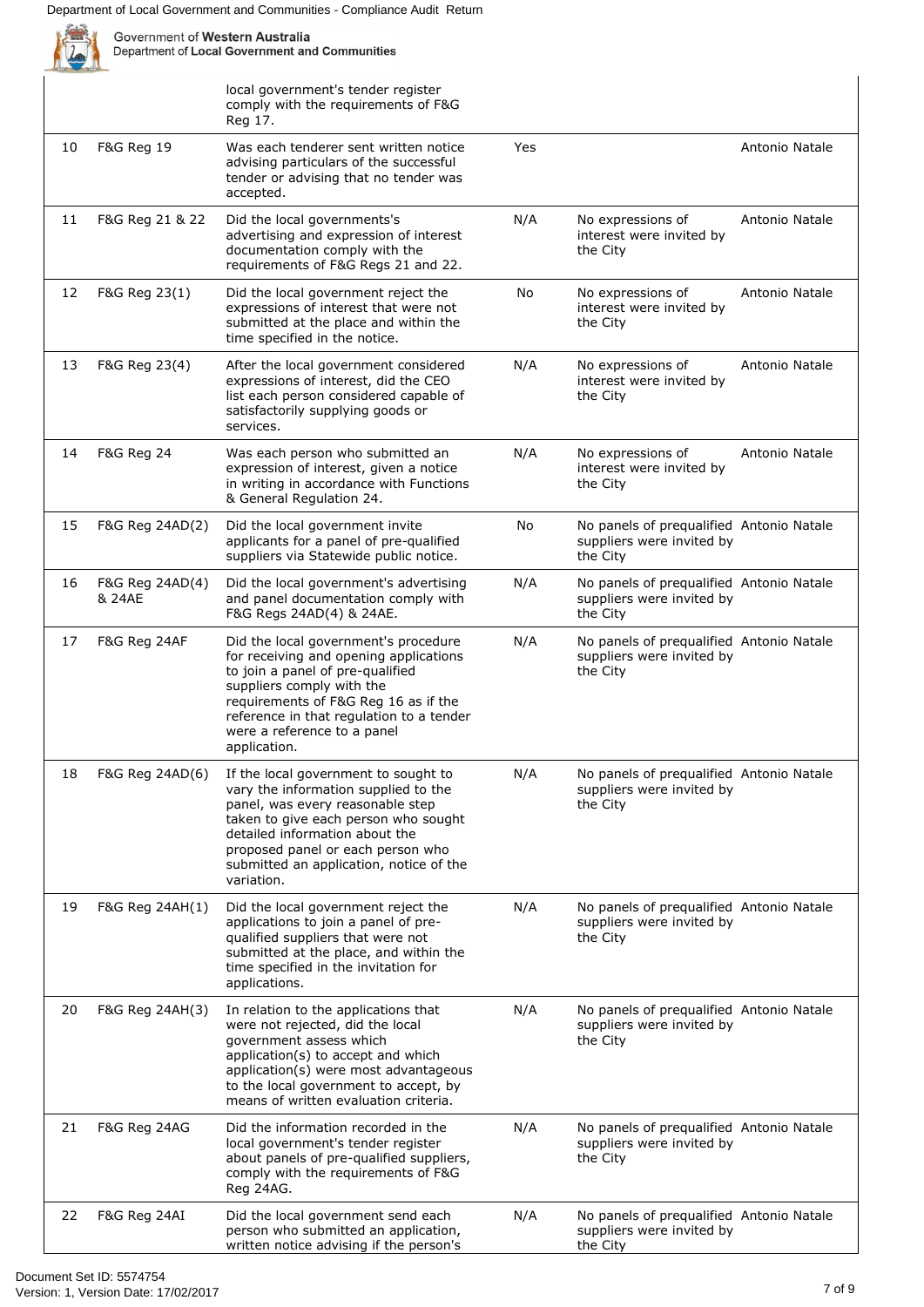| | | | | | |
|---|---|---|---|---|---|
| | | local government's tender register comply with the requirements of F&G Reg 17. | | | |
| 10 | F&G Reg 19 | Was each tenderer sent written notice advising particulars of the successful tender or advising that no tender was accepted. | Yes | | Antonio Natale |
| 11 | F&G Reg 21 & 22 | Did the local governments's advertising and expression of interest documentation comply with the requirements of F&G Regs 21 and 22. | N/A | No expressions of interest were invited by the City | Antonio Natale |
| 12 | F&G Reg 23(1) | Did the local government reject the expressions of interest that were not submitted at the place and within the time specified in the notice. | No | No expressions of interest were invited by the City | Antonio Natale |
| 13 | F&G Reg 23(4) | After the local government considered expressions of interest, did the CEO list each person considered capable of satisfactorily supplying goods or services. | N/A | No expressions of interest were invited by the City | Antonio Natale |
| 14 | F&G Reg 24 | Was each person who submitted an expression of interest, given a notice in writing in accordance with Functions & General Regulation 24. | N/A | No expressions of interest were invited by the City | Antonio Natale |
| 15 | F&G Reg 24AD(2) | Did the local government invite applicants for a panel of pre-qualified suppliers via Statewide public notice. | No | No panels of prequalified suppliers were invited by the City | Antonio Natale |
| 16 | F&G Reg 24AD(4) & 24AE | Did the local government's advertising and panel documentation comply with F&G Regs 24AD(4) & 24AE. | N/A | No panels of prequalified suppliers were invited by the City | Antonio Natale |
| 17 | F&G Reg 24AF | Did the local government's procedure for receiving and opening applications to join a panel of pre-qualified suppliers comply with the requirements of F&G Reg 16 as if the reference in that regulation to a tender were a reference to a panel application. | N/A | No panels of prequalified suppliers were invited by the City | Antonio Natale |
| 18 | F&G Reg 24AD(6) | If the local government to sought to vary the information supplied to the panel, was every reasonable step taken to give each person who sought detailed information about the proposed panel or each person who submitted an application, notice of the variation. | N/A | No panels of prequalified suppliers were invited by the City | Antonio Natale |
| 19 | F&G Reg 24AH(1) | Did the local government reject the applications to join a panel of pre-qualified suppliers that were not submitted at the place, and within the time specified in the invitation for applications. | N/A | No panels of prequalified suppliers were invited by the City | Antonio Natale |
| 20 | F&G Reg 24AH(3) | In relation to the applications that were not rejected, did the local government assess which application(s) to accept and which application(s) were most advantageous to the local government to accept, by means of written evaluation criteria. | N/A | No panels of prequalified suppliers were invited by the City | Antonio Natale |
| 21 | F&G Reg 24AG | Did the information recorded in the local government's tender register about panels of pre-qualified suppliers, comply with the requirements of F&G Reg 24AG. | N/A | No panels of prequalified suppliers were invited by the City | Antonio Natale |
| 22 | F&G Reg 24AI | Did the local government send each person who submitted an application, written notice advising if the person's | N/A | No panels of prequalified suppliers were invited by the City | Antonio Natale |

Document Set ID: 5574754
Version: 1, Version Date: 17/02/2017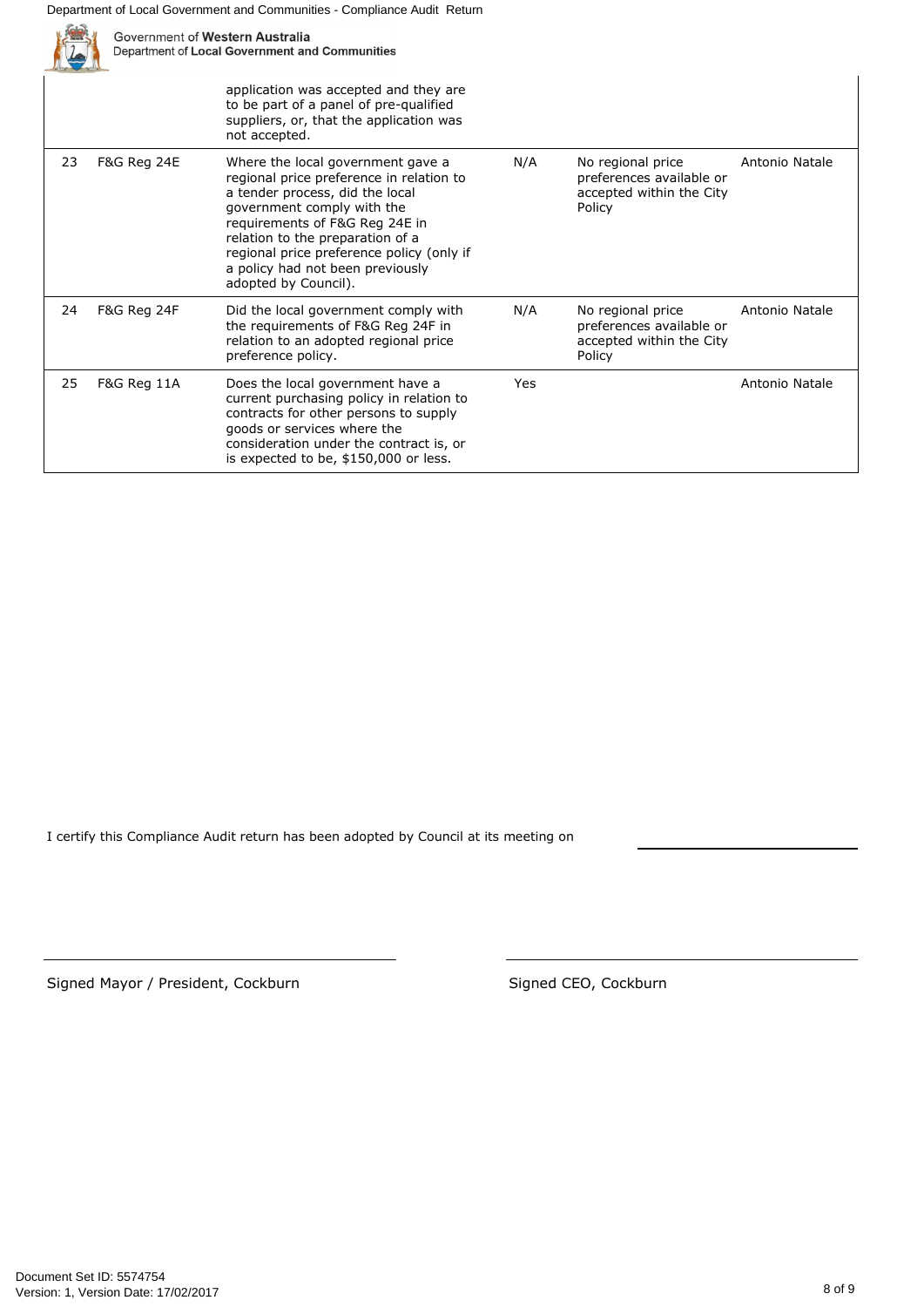| | | | | | |
|---|---|---|---|---|---|
| | | application was accepted and they are to be part of a panel of pre-qualified suppliers, or, that the application was not accepted. | | | |
| 23 | F&G Reg 24E | Where the local government gave a regional price preference in relation to a tender process, did the local government comply with the requirements of F&G Reg 24E in relation to the preparation of a regional price preference policy (only if a policy had not been previously adopted by Council). | N/A | No regional price preferences available or accepted within the City Policy | Antonio Natale |
| 24 | F&G Reg 24F | Did the local government comply with the requirements of F&G Reg 24F in relation to an adopted regional price preference policy. | N/A | No regional price preferences available or accepted within the City Policy | Antonio Natale |
| 25 | F&G Reg 11A | Does the local government have a current purchasing policy in relation to contracts for other persons to supply goods or services where the consideration under the contract is, or is expected to be, $150,000 or less. | Yes | | Antonio Natale |

I certify this Compliance Audit return has been adopted by Council at its meeting on ____________________

____________________

Signed Mayor / President, Cockburn

____________________

Signed CEO, Cockburn

Document Set ID: 5574754
Version: 1, Version Date: 17/02/2017